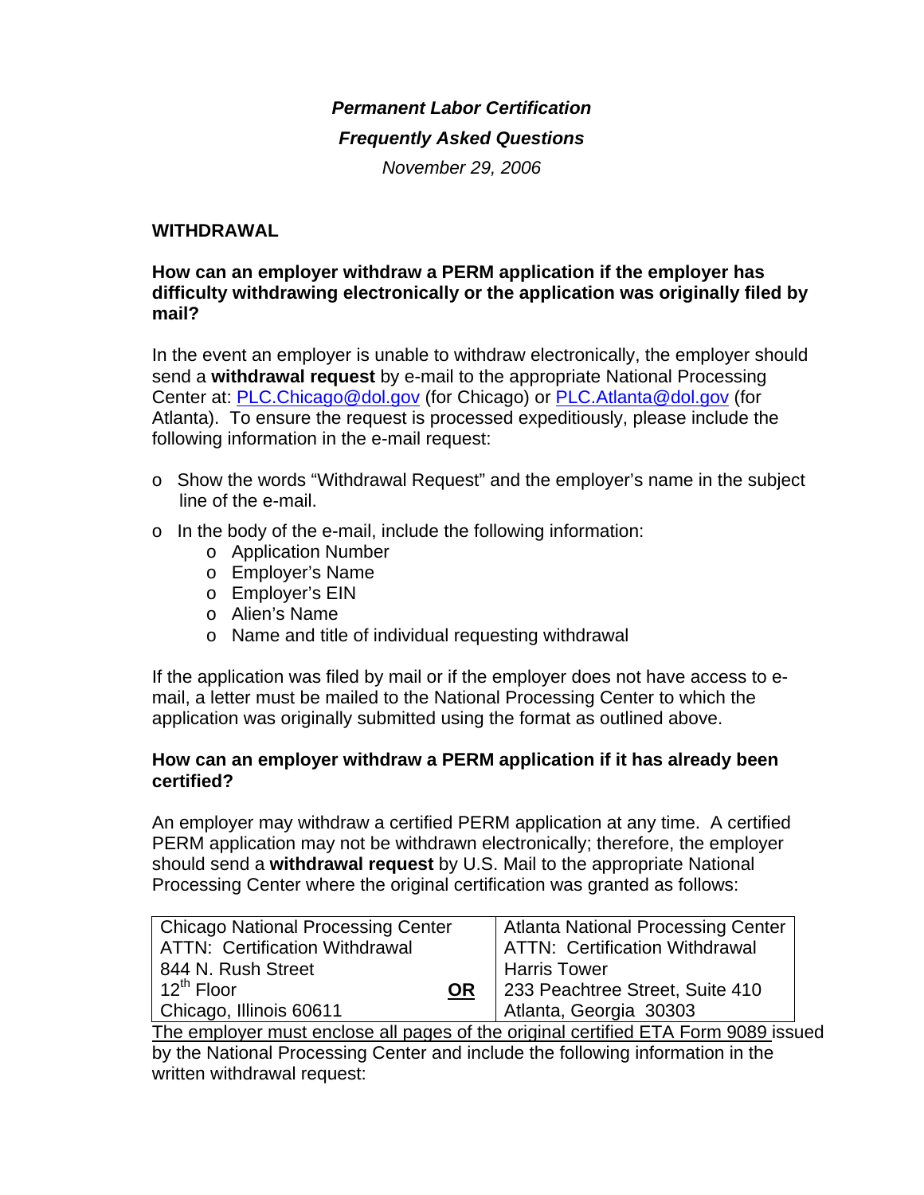***Permanent Labor Certification***

***Frequently Asked Questions***

*November 29, 2006*

## WITHDRAWAL

### How can an employer withdraw a PERM application if the employer has difficulty withdrawing electronically or the application was originally filed by mail?

In the event an employer is unable to withdraw electronically, the employer should send a **withdrawal request** by e-mail to the appropriate National Processing Center at: PLC.Chicago@dol.gov (for Chicago) or PLC.Atlanta@dol.gov (for Atlanta). To ensure the request is processed expeditiously, please include the following information in the e-mail request:

- Show the words "Withdrawal Request" and the employer's name in the subject line of the e-mail.
- In the body of the e-mail, include the following information:
  - Application Number
  - Employer's Name
  - Employer's EIN
  - Alien's Name
  - Name and title of individual requesting withdrawal

If the application was filed by mail or if the employer does not have access to e-mail, a letter must be mailed to the National Processing Center to which the application was originally submitted using the format as outlined above.

### How can an employer withdraw a PERM application if it has already been certified?

An employer may withdraw a certified PERM application at any time. A certified PERM application may not be withdrawn electronically; therefore, the employer should send a **withdrawal request** by U.S. Mail to the appropriate National Processing Center where the original certification was granted as follows:

| Chicago National Processing Center | | Atlanta National Processing Center |
|---|---|---|
| ATTN: Certification Withdrawal | | ATTN: Certification Withdrawal |
| 844 N. Rush Street | | Harris Tower |
| 12th Floor | **OR** | 233 Peachtree Street, Suite 410 |
| Chicago, Illinois 60611 | | Atlanta, Georgia 30303 |

The employer must enclose all pages of the original certified ETA Form 9089 issued by the National Processing Center and include the following information in the written withdrawal request: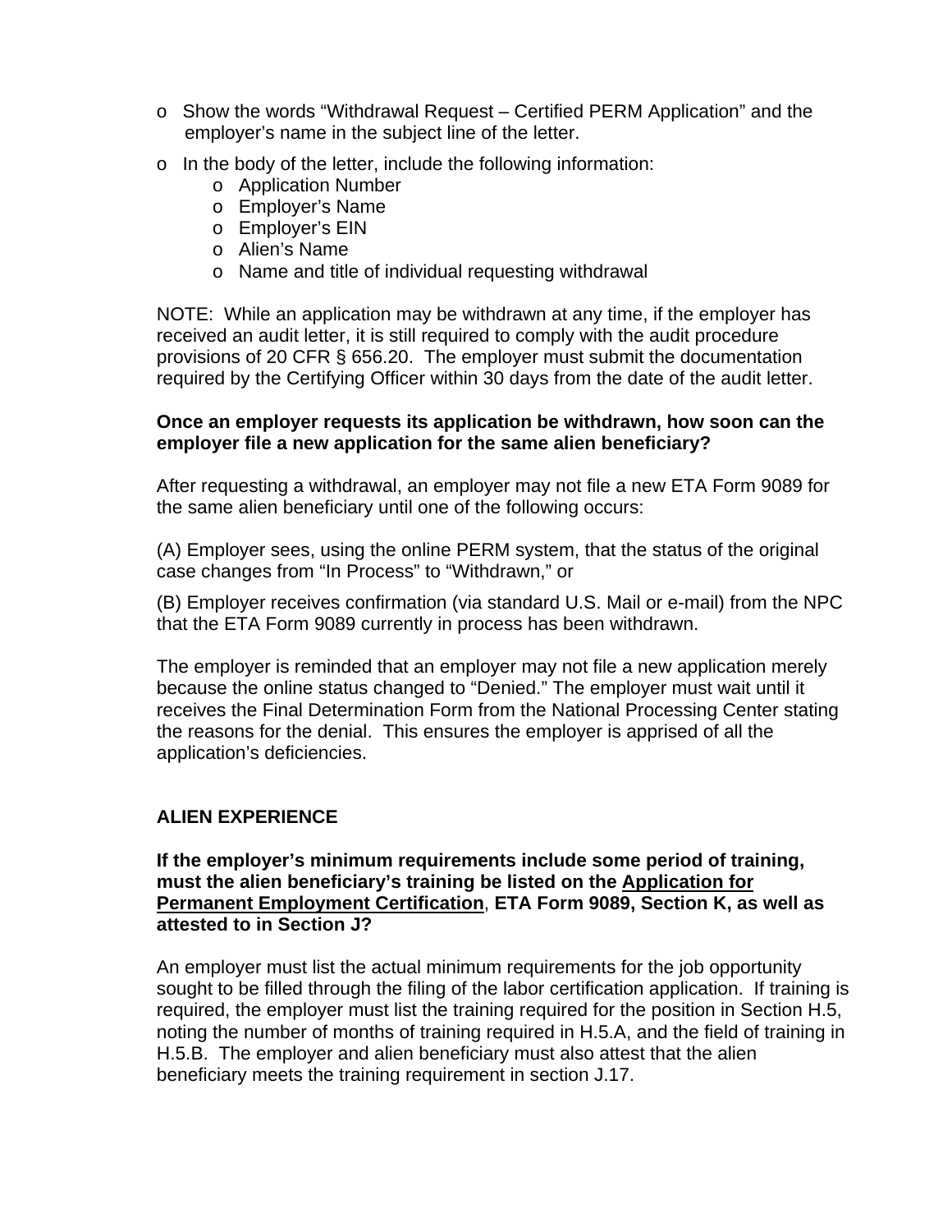- Show the words “Withdrawal Request – Certified PERM Application” and the employer’s name in the subject line of the letter.
- In the body of the letter, include the following information:
  - Application Number
  - Employer’s Name
  - Employer’s EIN
  - Alien’s Name
  - Name and title of individual requesting withdrawal

NOTE: While an application may be withdrawn at any time, if the employer has received an audit letter, it is still required to comply with the audit procedure provisions of 20 CFR § 656.20. The employer must submit the documentation required by the Certifying Officer within 30 days from the date of the audit letter.

**Once an employer requests its application be withdrawn, how soon can the employer file a new application for the same alien beneficiary?**

After requesting a withdrawal, an employer may not file a new ETA Form 9089 for the same alien beneficiary until one of the following occurs:

(A) Employer sees, using the online PERM system, that the status of the original case changes from “In Process” to “Withdrawn,” or

(B) Employer receives confirmation (via standard U.S. Mail or e-mail) from the NPC that the ETA Form 9089 currently in process has been withdrawn.

The employer is reminded that an employer may not file a new application merely because the online status changed to “Denied.” The employer must wait until it receives the Final Determination Form from the National Processing Center stating the reasons for the denial. This ensures the employer is apprised of all the application’s deficiencies.

## ALIEN EXPERIENCE

**If the employer’s minimum requirements include some period of training, must the alien beneficiary’s training be listed on the <u>Application for Permanent Employment Certification</u>, ETA Form 9089, Section K, as well as attested to in Section J?**

An employer must list the actual minimum requirements for the job opportunity sought to be filled through the filing of the labor certification application. If training is required, the employer must list the training required for the position in Section H.5, noting the number of months of training required in H.5.A, and the field of training in H.5.B. The employer and alien beneficiary must also attest that the alien beneficiary meets the training requirement in section J.17.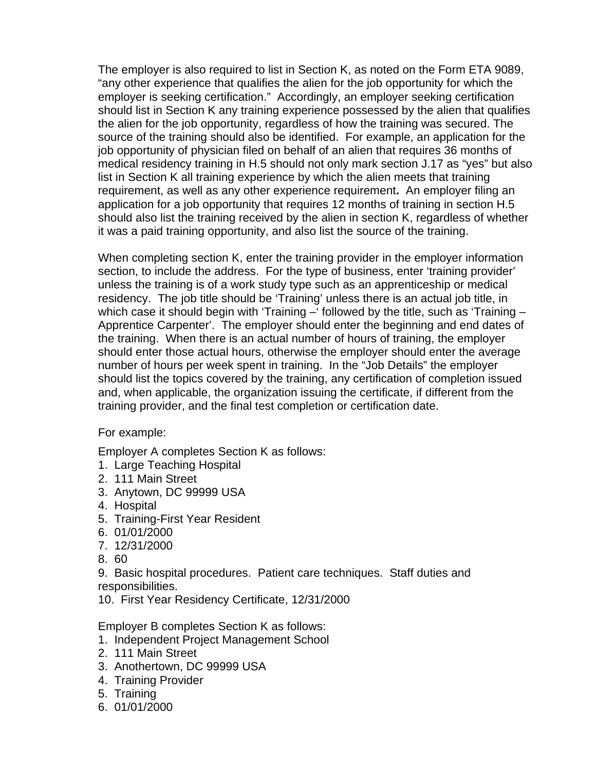The employer is also required to list in Section K, as noted on the Form ETA 9089, "any other experience that qualifies the alien for the job opportunity for which the employer is seeking certification." Accordingly, an employer seeking certification should list in Section K any training experience possessed by the alien that qualifies the alien for the job opportunity, regardless of how the training was secured. The source of the training should also be identified. For example, an application for the job opportunity of physician filed on behalf of an alien that requires 36 months of medical residency training in H.5 should not only mark section J.17 as "yes" but also list in Section K all training experience by which the alien meets that training requirement, as well as any other experience requirement**.** An employer filing an application for a job opportunity that requires 12 months of training in section H.5 should also list the training received by the alien in section K, regardless of whether it was a paid training opportunity, and also list the source of the training.

When completing section K, enter the training provider in the employer information section, to include the address. For the type of business, enter 'training provider' unless the training is of a work study type such as an apprenticeship or medical residency. The job title should be 'Training' unless there is an actual job title, in which case it should begin with 'Training –' followed by the title, such as 'Training – Apprentice Carpenter'. The employer should enter the beginning and end dates of the training. When there is an actual number of hours of training, the employer should enter those actual hours, otherwise the employer should enter the average number of hours per week spent in training. In the "Job Details" the employer should list the topics covered by the training, any certification of completion issued and, when applicable, the organization issuing the certificate, if different from the training provider, and the final test completion or certification date.

For example:

Employer A completes Section K as follows:

1. Large Teaching Hospital
2. 111 Main Street
3. Anytown, DC 99999 USA
4. Hospital
5. Training-First Year Resident
6. 01/01/2000
7. 12/31/2000
8. 60
9. Basic hospital procedures. Patient care techniques. Staff duties and responsibilities.
10. First Year Residency Certificate, 12/31/2000

Employer B completes Section K as follows:

1. Independent Project Management School
2. 111 Main Street
3. Anothertown, DC 99999 USA
4. Training Provider
5. Training
6. 01/01/2000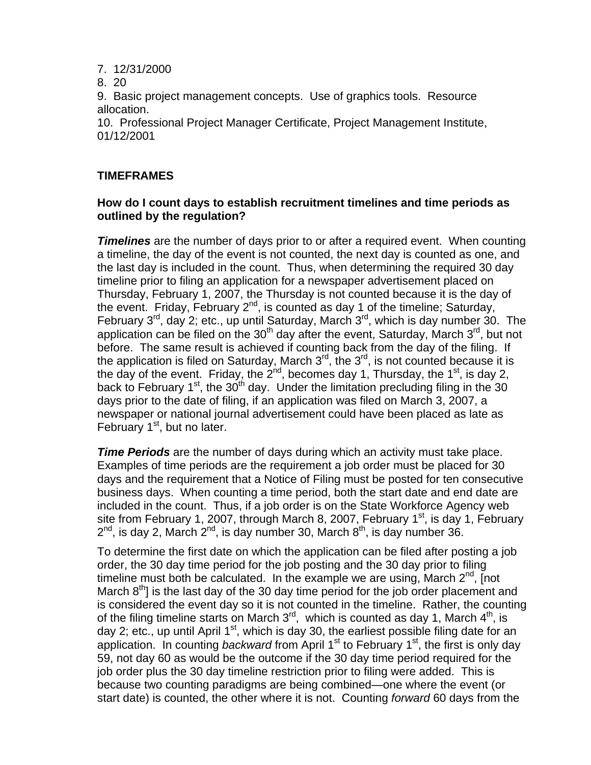7. 12/31/2000
8. 20
9. Basic project management concepts. Use of graphics tools. Resource allocation.
10. Professional Project Manager Certificate, Project Management Institute, 01/12/2001

## TIMEFRAMES

**How do I count days to establish recruitment timelines and time periods as outlined by the regulation?**

***Timelines*** are the number of days prior to or after a required event. When counting a timeline, the day of the event is not counted, the next day is counted as one, and the last day is included in the count. Thus, when determining the required 30 day timeline prior to filing an application for a newspaper advertisement placed on Thursday, February 1, 2007, the Thursday is not counted because it is the day of the event. Friday, February 2nd, is counted as day 1 of the timeline; Saturday, February 3rd, day 2; etc., up until Saturday, March 3rd, which is day number 30. The application can be filed on the 30th day after the event, Saturday, March 3rd, but not before. The same result is achieved if counting back from the day of the filing. If the application is filed on Saturday, March 3rd, the 3rd, is not counted because it is the day of the event. Friday, the 2nd, becomes day 1, Thursday, the 1st, is day 2, back to February 1st, the 30th day. Under the limitation precluding filing in the 30 days prior to the date of filing, if an application was filed on March 3, 2007, a newspaper or national journal advertisement could have been placed as late as February 1st, but no later.

***Time Periods*** are the number of days during which an activity must take place. Examples of time periods are the requirement a job order must be placed for 30 days and the requirement that a Notice of Filing must be posted for ten consecutive business days. When counting a time period, both the start date and end date are included in the count. Thus, if a job order is on the State Workforce Agency web site from February 1, 2007, through March 8, 2007, February 1st, is day 1, February 2nd, is day 2, March 2nd, is day number 30, March 8th, is day number 36.

To determine the first date on which the application can be filed after posting a job order, the 30 day time period for the job posting and the 30 day prior to filing timeline must both be calculated. In the example we are using, March 2nd, [not March 8th] is the last day of the 30 day time period for the job order placement and is considered the event day so it is not counted in the timeline. Rather, the counting of the filing timeline starts on March 3rd, which is counted as day 1, March 4th, is day 2; etc., up until April 1st, which is day 30, the earliest possible filing date for an application. In counting *backward* from April 1st to February 1st, the first is only day 59, not day 60 as would be the outcome if the 30 day time period required for the job order plus the 30 day timeline restriction prior to filing were added. This is because two counting paradigms are being combined—one where the event (or start date) is counted, the other where it is not. Counting *forward* 60 days from the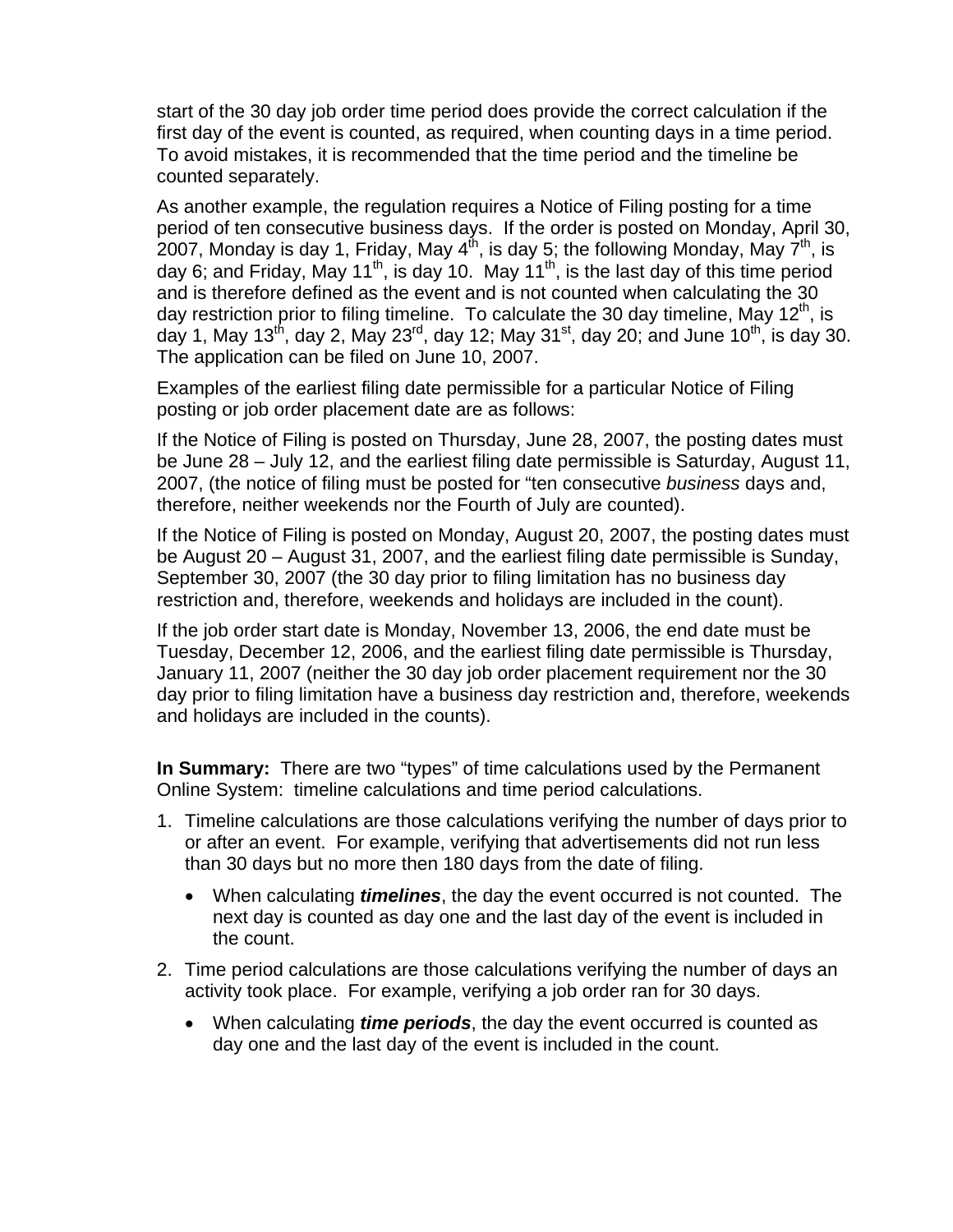start of the 30 day job order time period does provide the correct calculation if the first day of the event is counted, as required, when counting days in a time period. To avoid mistakes, it is recommended that the time period and the timeline be counted separately.

As another example, the regulation requires a Notice of Filing posting for a time period of ten consecutive business days. If the order is posted on Monday, April 30, 2007, Monday is day 1, Friday, May 4th, is day 5; the following Monday, May 7th, is day 6; and Friday, May 11th, is day 10. May 11th, is the last day of this time period and is therefore defined as the event and is not counted when calculating the 30 day restriction prior to filing timeline. To calculate the 30 day timeline, May 12th, is day 1, May 13th, day 2, May 23rd, day 12; May 31st, day 20; and June 10th, is day 30. The application can be filed on June 10, 2007.

Examples of the earliest filing date permissible for a particular Notice of Filing posting or job order placement date are as follows:

If the Notice of Filing is posted on Thursday, June 28, 2007, the posting dates must be June 28 – July 12, and the earliest filing date permissible is Saturday, August 11, 2007, (the notice of filing must be posted for "ten consecutive *business* days and, therefore, neither weekends nor the Fourth of July are counted).

If the Notice of Filing is posted on Monday, August 20, 2007, the posting dates must be August 20 – August 31, 2007, and the earliest filing date permissible is Sunday, September 30, 2007 (the 30 day prior to filing limitation has no business day restriction and, therefore, weekends and holidays are included in the count).

If the job order start date is Monday, November 13, 2006, the end date must be Tuesday, December 12, 2006, and the earliest filing date permissible is Thursday, January 11, 2007 (neither the 30 day job order placement requirement nor the 30 day prior to filing limitation have a business day restriction and, therefore, weekends and holidays are included in the counts).

**In Summary:** There are two "types" of time calculations used by the Permanent Online System: timeline calculations and time period calculations.

1. Timeline calculations are those calculations verifying the number of days prior to or after an event. For example, verifying that advertisements did not run less than 30 days but no more then 180 days from the date of filing.
   - When calculating ***timelines***, the day the event occurred is not counted. The next day is counted as day one and the last day of the event is included in the count.
2. Time period calculations are those calculations verifying the number of days an activity took place. For example, verifying a job order ran for 30 days.
   - When calculating ***time periods***, the day the event occurred is counted as day one and the last day of the event is included in the count.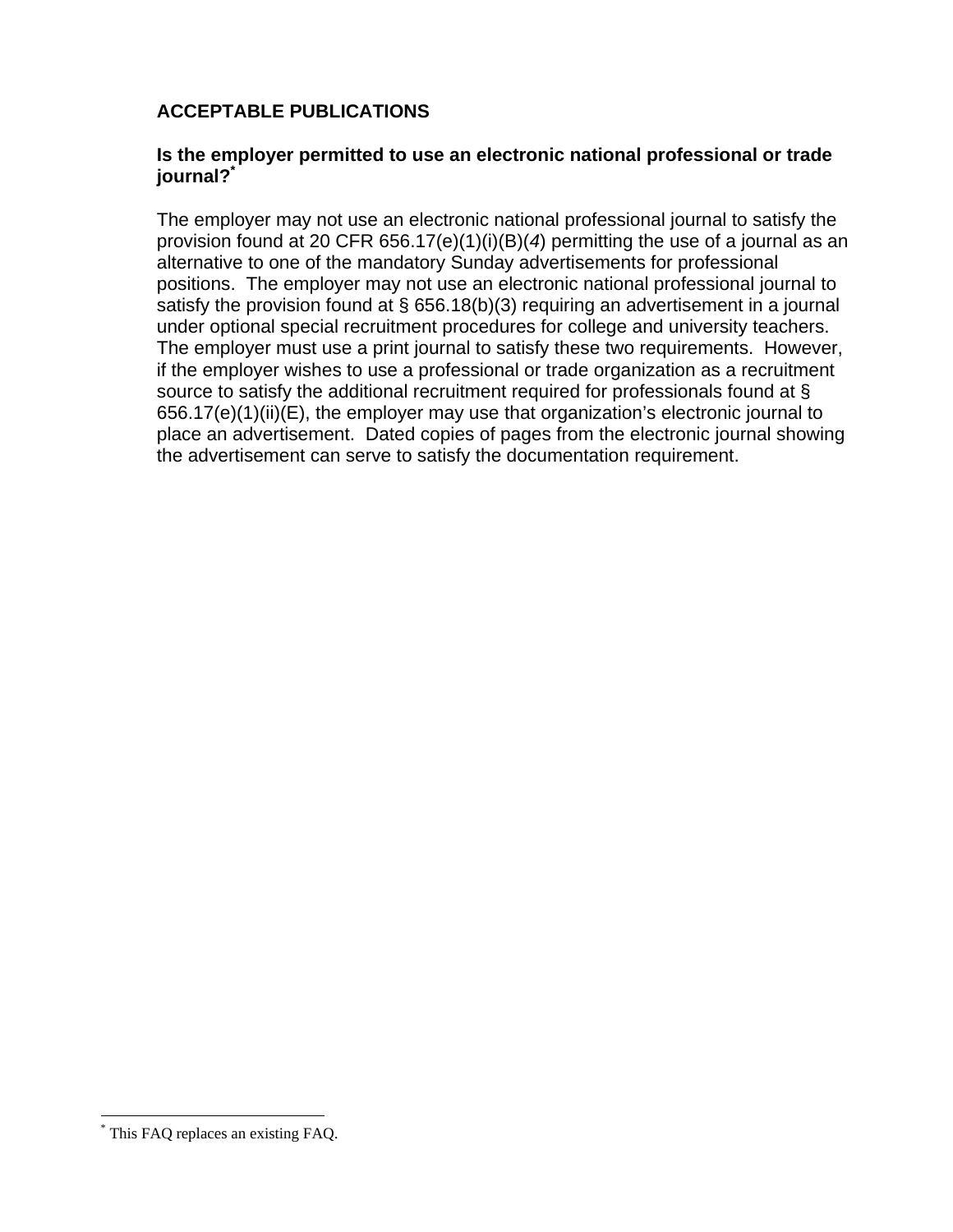## ACCEPTABLE PUBLICATIONS

### Is the employer permitted to use an electronic national professional or trade journal?[*]

The employer may not use an electronic national professional journal to satisfy the provision found at 20 CFR 656.17(e)(1)(i)(B)(*4*) permitting the use of a journal as an alternative to one of the mandatory Sunday advertisements for professional positions. The employer may not use an electronic national professional journal to satisfy the provision found at § 656.18(b)(3) requiring an advertisement in a journal under optional special recruitment procedures for college and university teachers. The employer must use a print journal to satisfy these two requirements. However, if the employer wishes to use a professional or trade organization as a recruitment source to satisfy the additional recruitment required for professionals found at § 656.17(e)(1)(ii)(E), the employer may use that organization's electronic journal to place an advertisement. Dated copies of pages from the electronic journal showing the advertisement can serve to satisfy the documentation requirement.

---

[*] This FAQ replaces an existing FAQ.